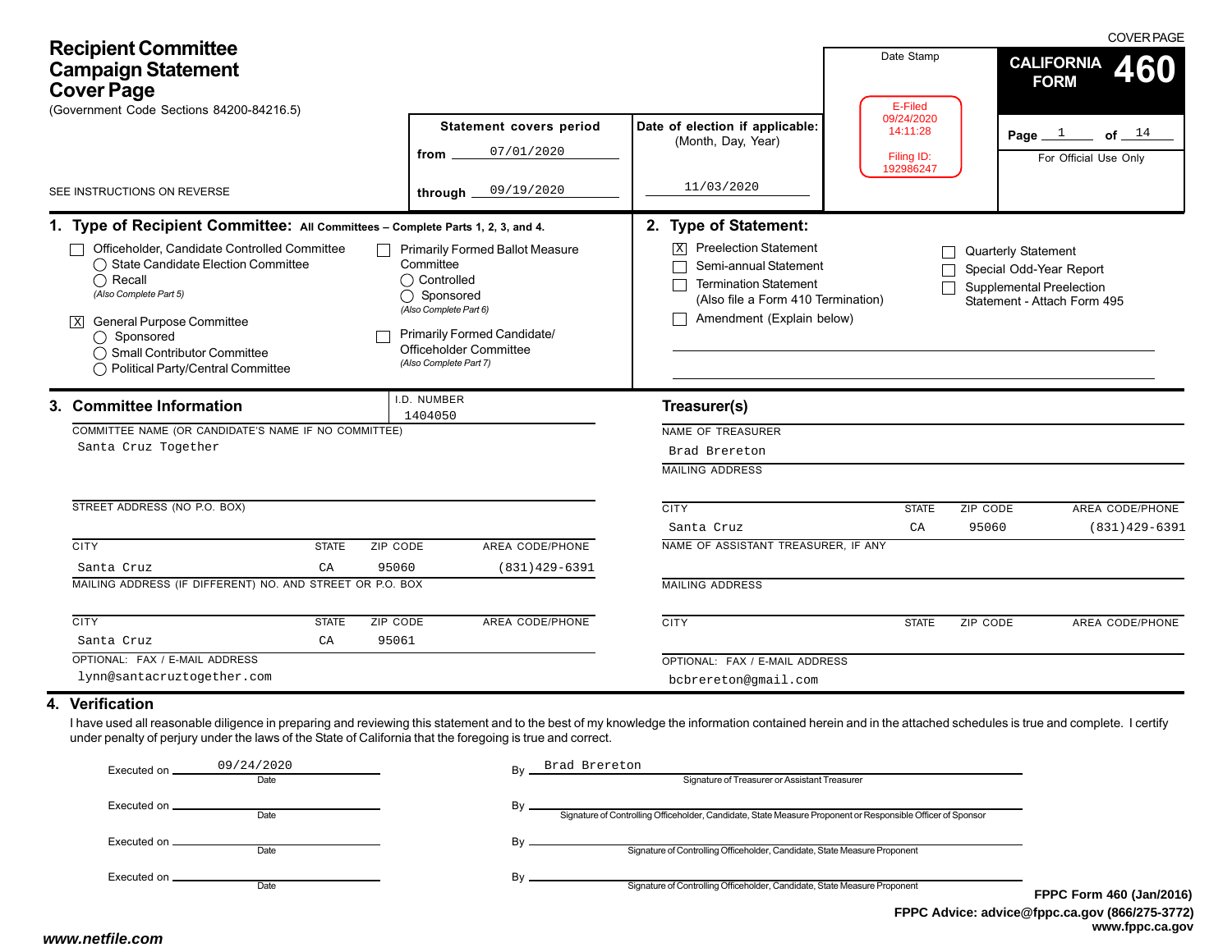# Recipient Committee Campaign Statement Cover Page

(Government Code Sections 84200-84216.5)

SEE INSTRUCTIONS ON REVERSE

COVER PAGE

**CALIFORNIA FORM 460**

Page 1 of 14

For Official Use Only

Date Stamp

E-Filed
09/24/2020
14:11:28

Filing ID:
192986247

| Statement covers period | |
|---|---|
| from | 07/01/2020 |
| through | 09/19/2020 |

**Date of election if applicable:** (Month, Day, Year)

11/03/2020

## 1. Type of Recipient Committee: All Committees – Complete Parts 1, 2, 3, and 4.

- ☐ Officeholder, Candidate Controlled Committee
  - ◯ State Candidate Election Committee
  - ◯ Recall
  - *(Also Complete Part 5)*
- ☒ General Purpose Committee
  - ◯ Sponsored
  - ◯ Small Contributor Committee
  - ◯ Political Party/Central Committee
- ☐ Primarily Formed Ballot Measure Committee
  - ◯ Controlled
  - ◯ Sponsored
  - *(Also Complete Part 6)*
- ☐ Primarily Formed Candidate/ Officeholder Committee
  - *(Also Complete Part 7)*

## 2. Type of Statement:

- ☒ Preelection Statement
- ☐ Semi-annual Statement
- ☐ Termination Statement (Also file a Form 410 Termination)
- ☐ Amendment (Explain below)
- ☐ Quarterly Statement
- ☐ Special Odd-Year Report
- ☐ Supplemental Preelection Statement - Attach Form 495

## 3. Committee Information

I.D. NUMBER: 1404050

COMMITTEE NAME (OR CANDIDATE'S NAME IF NO COMMITTEE): Santa Cruz Together

STREET ADDRESS (NO P.O. BOX):

| CITY | STATE | ZIP CODE | AREA CODE/PHONE |
|---|---|---|---|
| Santa Cruz | CA | 95060 | (831)429-6391 |

MAILING ADDRESS (IF DIFFERENT) NO. AND STREET OR P.O. BOX:

| CITY | STATE | ZIP CODE | AREA CODE/PHONE |
|---|---|---|---|
| Santa Cruz | CA | 95061 | |

OPTIONAL: FAX / E-MAIL ADDRESS: lynn@santacruztogether.com

### Treasurer(s)

NAME OF TREASURER: Brad Brereton

MAILING ADDRESS:

| CITY | STATE | ZIP CODE | AREA CODE/PHONE |
|---|---|---|---|
| Santa Cruz | CA | 95060 | (831)429-6391 |

NAME OF ASSISTANT TREASURER, IF ANY:

MAILING ADDRESS:

| CITY | STATE | ZIP CODE | AREA CODE/PHONE |
|---|---|---|---|
| | | | |

OPTIONAL: FAX / E-MAIL ADDRESS: bcbrereton@gmail.com

## 4. Verification

I have used all reasonable diligence in preparing and reviewing this statement and to the best of my knowledge the information contained herein and in the attached schedules is true and complete. I certify under penalty of perjury under the laws of the State of California that the foregoing is true and correct.

Executed on 09/24/2020 (Date) By Brad Brereton (Signature of Treasurer or Assistant Treasurer)

Executed on ______ (Date) By ______ (Signature of Controlling Officeholder, Candidate, State Measure Proponent or Responsible Officer of Sponsor)

Executed on ______ (Date) By ______ (Signature of Controlling Officeholder, Candidate, State Measure Proponent)

Executed on ______ (Date) By ______ (Signature of Controlling Officeholder, Candidate, State Measure Proponent)

**FPPC Form 460 (Jan/2016)**
**FPPC Advice: advice@fppc.ca.gov (866/275-3772)**
**www.fppc.ca.gov**

*www.netfile.com*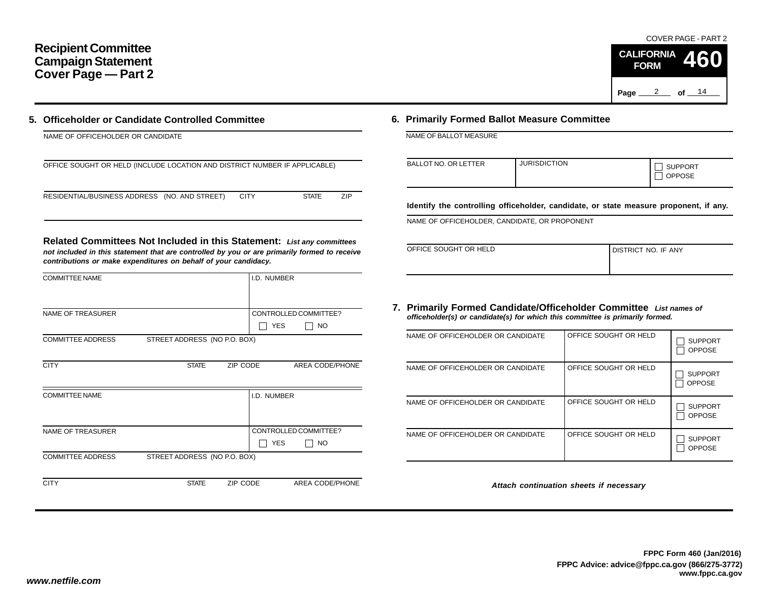COVER PAGE - PART 2

# Recipient Committee Campaign Statement Cover Page — Part 2

**CALIFORNIA FORM 460**

## 5. Officeholder or Candidate Controlled Committee

NAME OF OFFICEHOLDER OR CANDIDATE

OFFICE SOUGHT OR HELD (INCLUDE LOCATION AND DISTRICT NUMBER IF APPLICABLE)

RESIDENTIAL/BUSINESS ADDRESS (NO. AND STREET) CITY STATE ZIP

### Related Committees Not Included in this Statement:

*List any committees not included in this statement that are controlled by you or are primarily formed to receive contributions or make expenditures on behalf of your candidacy.*

| | |
|---|---|
| COMMITTEE NAME | I.D. NUMBER |
| NAME OF TREASURER | CONTROLLED COMMITTEE? ☐ YES ☐ NO |
| COMMITTEE ADDRESS STREET ADDRESS (NO P.O. BOX) | |
| CITY STATE ZIP CODE | AREA CODE/PHONE |

| | |
|---|---|
| COMMITTEE NAME | I.D. NUMBER |
| NAME OF TREASURER | CONTROLLED COMMITTEE? ☐ YES ☐ NO |
| COMMITTEE ADDRESS STREET ADDRESS (NO P.O. BOX) | |
| CITY STATE ZIP CODE | AREA CODE/PHONE |

## 6. Primarily Formed Ballot Measure Committee

NAME OF BALLOT MEASURE

| BALLOT NO. OR LETTER | JURISDICTION | ☐ SUPPORT ☐ OPPOSE |
|---|---|---|

**Identify the controlling officeholder, candidate, or state measure proponent, if any.**

NAME OF OFFICEHOLDER, CANDIDATE, OR PROPONENT

| OFFICE SOUGHT OR HELD | DISTRICT NO. IF ANY |
|---|---|

## 7. Primarily Formed Candidate/Officeholder Committee

*List names of officeholder(s) or candidate(s) for which this committee is primarily formed.*

| NAME OF OFFICEHOLDER OR CANDIDATE | OFFICE SOUGHT OR HELD | ☐ SUPPORT ☐ OPPOSE |
|---|---|---|
| NAME OF OFFICEHOLDER OR CANDIDATE | OFFICE SOUGHT OR HELD | ☐ SUPPORT ☐ OPPOSE |
| NAME OF OFFICEHOLDER OR CANDIDATE | OFFICE SOUGHT OR HELD | ☐ SUPPORT ☐ OPPOSE |
| NAME OF OFFICEHOLDER OR CANDIDATE | OFFICE SOUGHT OR HELD | ☐ SUPPORT ☐ OPPOSE |

*Attach continuation sheets if necessary*

**FPPC Form 460 (Jan/2016)**
**FPPC Advice: advice@fppc.ca.gov (866/275-3772)**
**www.fppc.ca.gov**

*www.netfile.com*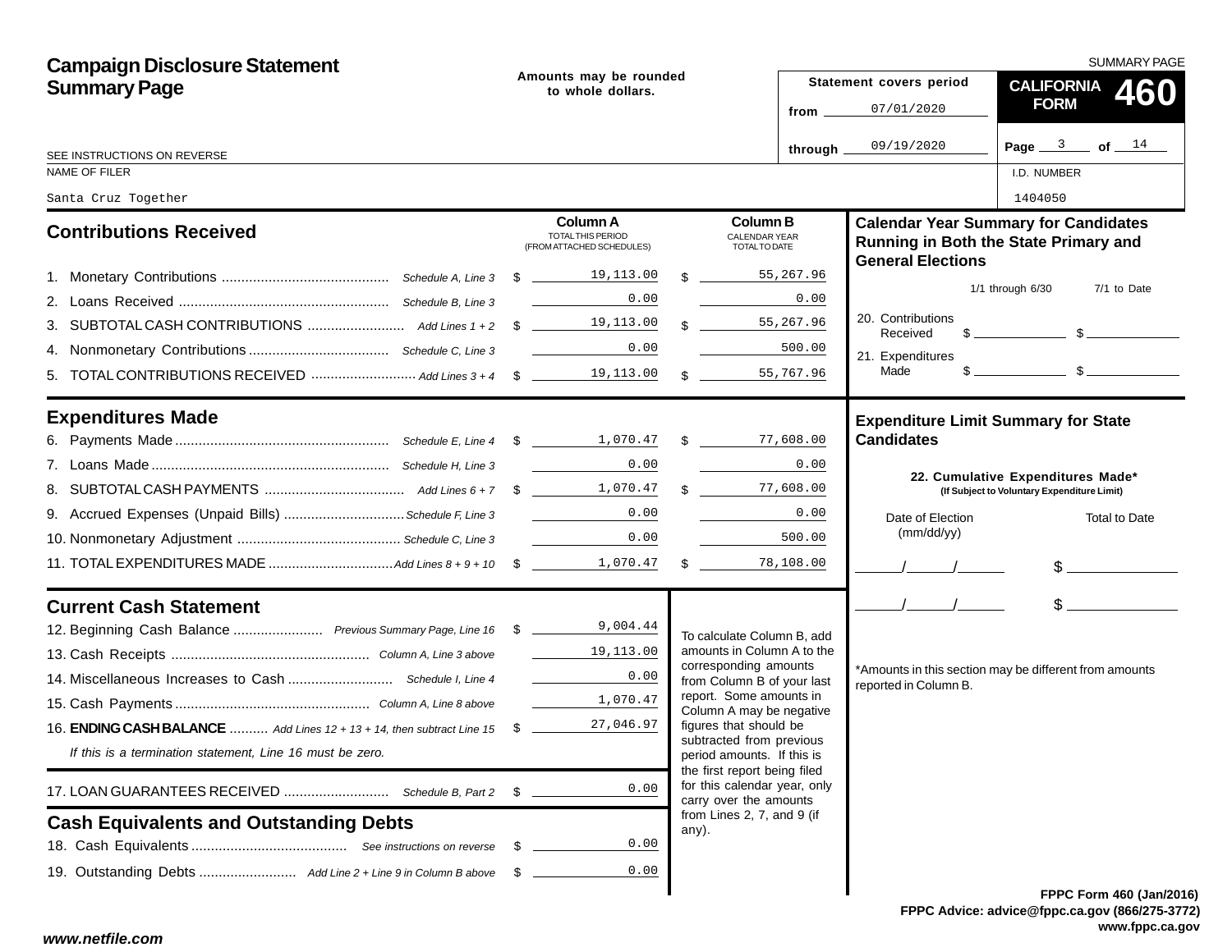# Campaign Disclosure Statement Summary Page

SUMMARY PAGE

Amounts may be rounded to whole dollars.

Statement covers period

from 07/01/2020

through 09/19/2020

**CALIFORNIA FORM 460**

Page 3 of 14

SEE INSTRUCTIONS ON REVERSE

NAME OF FILER: Santa Cruz Together

I.D. NUMBER: 1404050

## Contributions Received

| | | Column A TOTAL THIS PERIOD (FROM ATTACHED SCHEDULES) | Column B CALENDAR YEAR TOTAL TO DATE |
|---|---|---|---|
| 1. Monetary Contributions | Schedule A, Line 3 | $ 19,113.00 | $ 55,267.96 |
| 2. Loans Received | Schedule B, Line 3 | 0.00 | 0.00 |
| 3. SUBTOTAL CASH CONTRIBUTIONS | Add Lines 1 + 2 | $ 19,113.00 | $ 55,267.96 |
| 4. Nonmonetary Contributions | Schedule C, Line 3 | 0.00 | 500.00 |
| 5. TOTAL CONTRIBUTIONS RECEIVED | Add Lines 3 + 4 | $ 19,113.00 | $ 55,767.96 |

## Expenditures Made

| | | Column A | Column B |
|---|---|---|---|
| 6. Payments Made | Schedule E, Line 4 | $ 1,070.47 | $ 77,608.00 |
| 7. Loans Made | Schedule H, Line 3 | 0.00 | 0.00 |
| 8. SUBTOTAL CASH PAYMENTS | Add Lines 6 + 7 | $ 1,070.47 | $ 77,608.00 |
| 9. Accrued Expenses (Unpaid Bills) | Schedule F, Line 3 | 0.00 | 0.00 |
| 10. Nonmonetary Adjustment | Schedule C, Line 3 | 0.00 | 500.00 |
| 11. TOTAL EXPENDITURES MADE | Add Lines 8 + 9 + 10 | $ 1,070.47 | $ 78,108.00 |

## Current Cash Statement

| | | |
|---|---|---|
| 12. Beginning Cash Balance | Previous Summary Page, Line 16 | $ 9,004.44 |
| 13. Cash Receipts | Column A, Line 3 above | 19,113.00 |
| 14. Miscellaneous Increases to Cash | Schedule I, Line 4 | 0.00 |
| 15. Cash Payments | Column A, Line 8 above | 1,070.47 |
| 16. **ENDING CASH BALANCE** | Add Lines 12 + 13 + 14, then subtract Line 15 | $ 27,046.97 |

*If this is a termination statement, Line 16 must be zero.*

| | | |
|---|---|---|
| 17. LOAN GUARANTEES RECEIVED | Schedule B, Part 2 | $ 0.00 |

## Cash Equivalents and Outstanding Debts

| | | |
|---|---|---|
| 18. Cash Equivalents | See instructions on reverse | $ 0.00 |
| 19. Outstanding Debts | Add Line 2 + Line 9 in Column B above | $ 0.00 |

To calculate Column B, add amounts in Column A to the corresponding amounts from Column B of your last report. Some amounts in Column A may be negative figures that should be subtracted from previous period amounts. If this is the first report being filed for this calendar year, only carry over the amounts from Lines 2, 7, and 9 (if any).

## Calendar Year Summary for Candidates Running in Both the State Primary and General Elections

| | 1/1 through 6/30 | 7/1 to Date |
|---|---|---|
| 20. Contributions Received | $ | $ |
| 21. Expenditures Made | $ | $ |

## Expenditure Limit Summary for State Candidates

22. Cumulative Expenditures Made* (If Subject to Voluntary Expenditure Limit)

| Date of Election (mm/dd/yy) | Total to Date |
|---|---|
| / / | $ |
| / / | $ |

*Amounts in this section may be different from amounts reported in Column B.

FPPC Form 460 (Jan/2016)
FPPC Advice: advice@fppc.ca.gov (866/275-3772)
www.fppc.ca.gov

www.netfile.com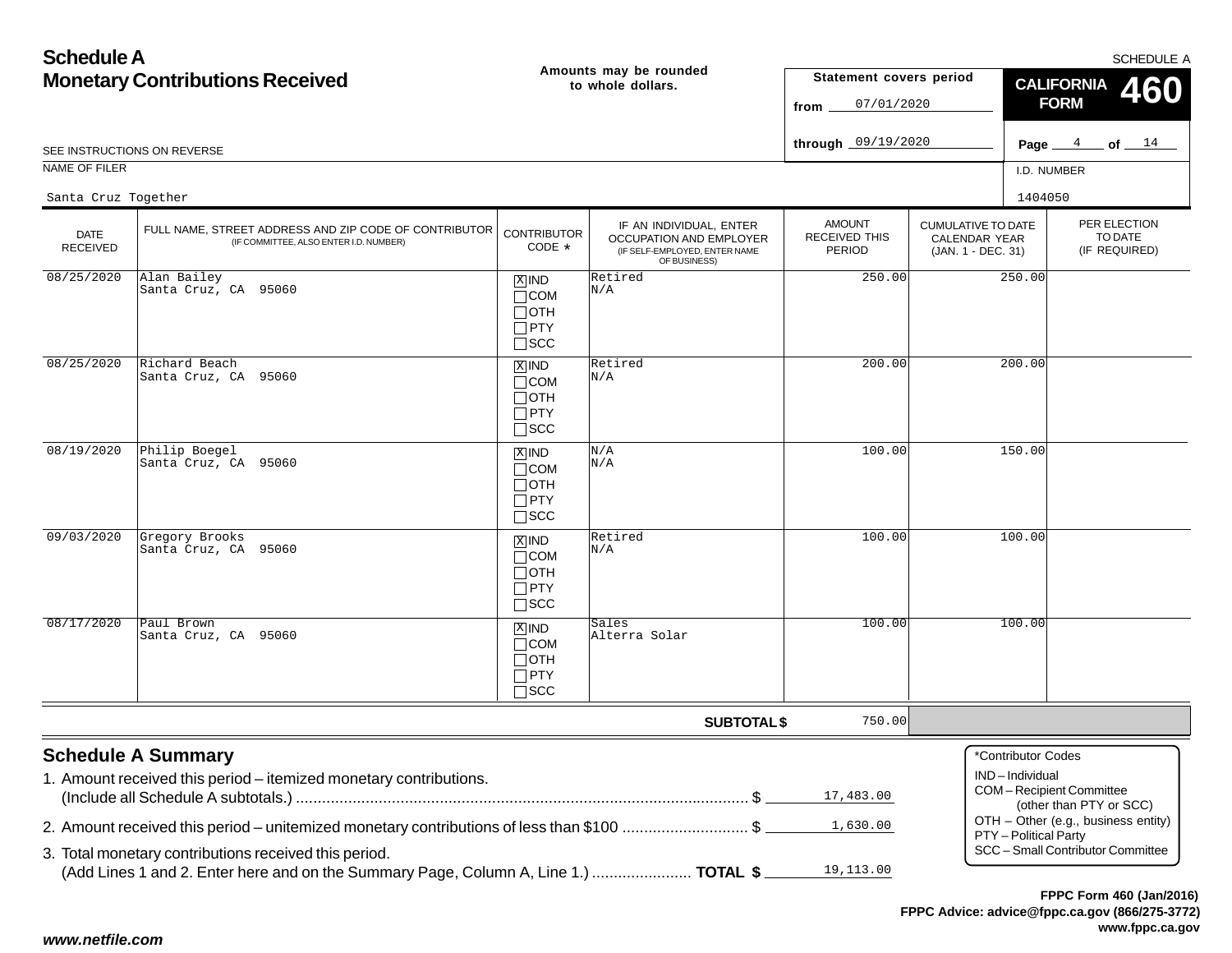# Schedule A
## Monetary Contributions Received

**Amounts may be rounded to whole dollars.**

**Statement covers period**
from 07/01/2020
through 09/19/2020

SCHEDULE A
**CALIFORNIA FORM 460**

SEE INSTRUCTIONS ON REVERSE

NAME OF FILER: Santa Cruz Together

I.D. NUMBER: 1404050

| DATE RECEIVED | FULL NAME, STREET ADDRESS AND ZIP CODE OF CONTRIBUTOR (IF COMMITTEE, ALSO ENTER I.D. NUMBER) | CONTRIBUTOR CODE * | IF AN INDIVIDUAL, ENTER OCCUPATION AND EMPLOYER (IF SELF-EMPLOYED, ENTER NAME OF BUSINESS) | AMOUNT RECEIVED THIS PERIOD | CUMULATIVE TO DATE CALENDAR YEAR (JAN. 1 - DEC. 31) | PER ELECTION TO DATE (IF REQUIRED) |
|---|---|---|---|---|---|---|
| 08/25/2020 | Alan Bailey<br>Santa Cruz, CA 95060 | [X] IND [ ] COM [ ] OTH [ ] PTY [ ] SCC | Retired<br>N/A | 250.00 | 250.00 | |
| 08/25/2020 | Richard Beach<br>Santa Cruz, CA 95060 | [X] IND [ ] COM [ ] OTH [ ] PTY [ ] SCC | Retired<br>N/A | 200.00 | 200.00 | |
| 08/19/2020 | Philip Boegel<br>Santa Cruz, CA 95060 | [X] IND [ ] COM [ ] OTH [ ] PTY [ ] SCC | N/A<br>N/A | 100.00 | 150.00 | |
| 09/03/2020 | Gregory Brooks<br>Santa Cruz, CA 95060 | [X] IND [ ] COM [ ] OTH [ ] PTY [ ] SCC | Retired<br>N/A | 100.00 | 100.00 | |
| 08/17/2020 | Paul Brown<br>Santa Cruz, CA 95060 | [X] IND [ ] COM [ ] OTH [ ] PTY [ ] SCC | Sales<br>Alterra Solar | 100.00 | 100.00 | |
| | | | **SUBTOTAL $** | 750.00 | | |

## Schedule A Summary

1. Amount received this period – itemized monetary contributions. (Include all Schedule A subtotals.) ........ $ 17,483.00
2. Amount received this period – unitemized monetary contributions of less than $100 ........ $ 1,630.00
3. Total monetary contributions received this period. (Add Lines 1 and 2. Enter here and on the Summary Page, Column A, Line 1.) ........ **TOTAL $** 19,113.00

*Contributor Codes
- IND – Individual
- COM – Recipient Committee (other than PTY or SCC)
- OTH – Other (e.g., business entity)
- PTY – Political Party
- SCC – Small Contributor Committee

**FPPC Form 460 (Jan/2016)**
**FPPC Advice: advice@fppc.ca.gov (866/275-3772)**
**www.fppc.ca.gov**

*www.netfile.com*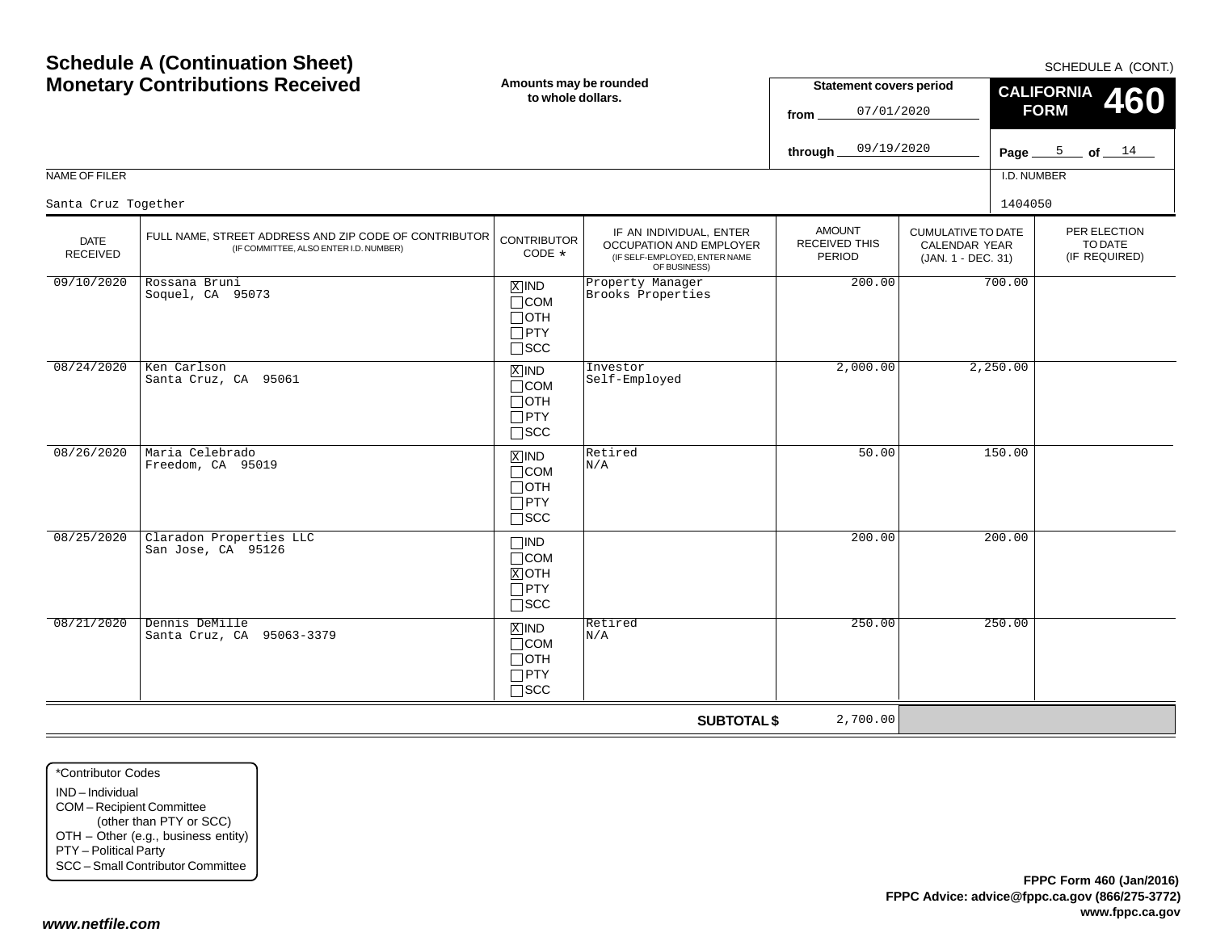# Schedule A (Continuation Sheet)
# Monetary Contributions Received

**Amounts may be rounded to whole dollars.**

SCHEDULE A (CONT.)

**Statement covers period**
from 07/01/2020
through 09/19/2020

**CALIFORNIA FORM 460**

Page 5 of 14

NAME OF FILER: Santa Cruz Together

I.D. NUMBER: 1404050

| DATE RECEIVED | FULL NAME, STREET ADDRESS AND ZIP CODE OF CONTRIBUTOR (IF COMMITTEE, ALSO ENTER I.D. NUMBER) | CONTRIBUTOR CODE * | IF AN INDIVIDUAL, ENTER OCCUPATION AND EMPLOYER (IF SELF-EMPLOYED, ENTER NAME OF BUSINESS) | AMOUNT RECEIVED THIS PERIOD | CUMULATIVE TO DATE CALENDAR YEAR (JAN. 1 - DEC. 31) | PER ELECTION TO DATE (IF REQUIRED) |
|---|---|---|---|---|---|---|
| 09/10/2020 | Rossana Bruni<br>Soquel, CA 95073 | [X] IND<br>[ ] COM<br>[ ] OTH<br>[ ] PTY<br>[ ] SCC | Property Manager<br>Brooks Properties | 200.00 | 700.00 | |
| 08/24/2020 | Ken Carlson<br>Santa Cruz, CA 95061 | [X] IND<br>[ ] COM<br>[ ] OTH<br>[ ] PTY<br>[ ] SCC | Investor<br>Self-Employed | 2,000.00 | 2,250.00 | |
| 08/26/2020 | Maria Celebrado<br>Freedom, CA 95019 | [X] IND<br>[ ] COM<br>[ ] OTH<br>[ ] PTY<br>[ ] SCC | Retired<br>N/A | 50.00 | 150.00 | |
| 08/25/2020 | Claradon Properties LLC<br>San Jose, CA 95126 | [ ] IND<br>[ ] COM<br>[X] OTH<br>[ ] PTY<br>[ ] SCC | | 200.00 | 200.00 | |
| 08/21/2020 | Dennis DeMille<br>Santa Cruz, CA 95063-3379 | [X] IND<br>[ ] COM<br>[ ] OTH<br>[ ] PTY<br>[ ] SCC | Retired<br>N/A | 250.00 | 250.00 | |
| | | | **SUBTOTAL $** | 2,700.00 | | |

*Contributor Codes
- IND – Individual
- COM – Recipient Committee (other than PTY or SCC)
- OTH – Other (e.g., business entity)
- PTY – Political Party
- SCC – Small Contributor Committee

**FPPC Form 460 (Jan/2016)**
**FPPC Advice: advice@fppc.ca.gov (866/275-3772)**
**www.fppc.ca.gov**

***www.netfile.com***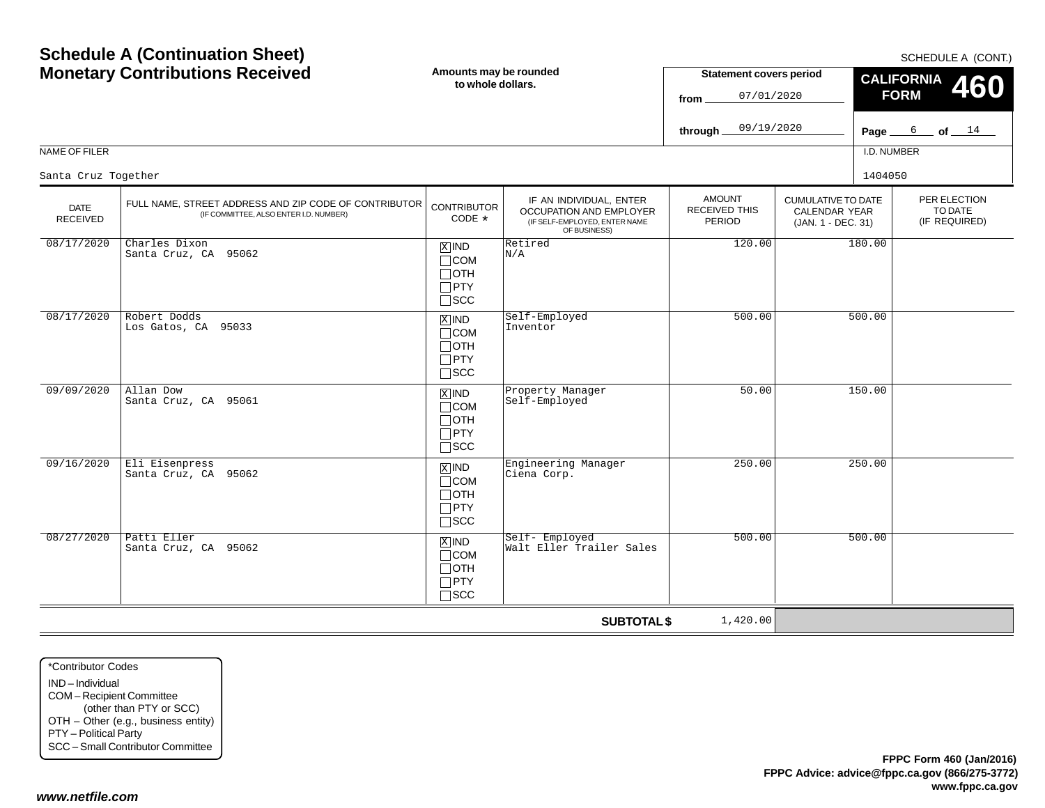# Schedule A (Continuation Sheet)
# Monetary Contributions Received

**Amounts may be rounded to whole dollars.**

SCHEDULE A (CONT.)

**Statement covers period**
from 07/01/2020
through 09/19/2020

**CALIFORNIA FORM 460**

Page 6 of 14

NAME OF FILER: Santa Cruz Together

I.D. NUMBER: 1404050

| DATE RECEIVED | FULL NAME, STREET ADDRESS AND ZIP CODE OF CONTRIBUTOR (IF COMMITTEE, ALSO ENTER I.D. NUMBER) | CONTRIBUTOR CODE * | IF AN INDIVIDUAL, ENTER OCCUPATION AND EMPLOYER (IF SELF-EMPLOYED, ENTER NAME OF BUSINESS) | AMOUNT RECEIVED THIS PERIOD | CUMULATIVE TO DATE CALENDAR YEAR (JAN. 1 - DEC. 31) | PER ELECTION TO DATE (IF REQUIRED) |
|---|---|---|---|---|---|---|
| 08/17/2020 | Charles Dixon<br>Santa Cruz, CA 95062 | [X] IND<br>[ ] COM<br>[ ] OTH<br>[ ] PTY<br>[ ] SCC | Retired<br>N/A | 120.00 | 180.00 | |
| 08/17/2020 | Robert Dodds<br>Los Gatos, CA 95033 | [X] IND<br>[ ] COM<br>[ ] OTH<br>[ ] PTY<br>[ ] SCC | Self-Employed<br>Inventor | 500.00 | 500.00 | |
| 09/09/2020 | Allan Dow<br>Santa Cruz, CA 95061 | [X] IND<br>[ ] COM<br>[ ] OTH<br>[ ] PTY<br>[ ] SCC | Property Manager<br>Self-Employed | 50.00 | 150.00 | |
| 09/16/2020 | Eli Eisenpress<br>Santa Cruz, CA 95062 | [X] IND<br>[ ] COM<br>[ ] OTH<br>[ ] PTY<br>[ ] SCC | Engineering Manager<br>Ciena Corp. | 250.00 | 250.00 | |
| 08/27/2020 | Patti Eller<br>Santa Cruz, CA 95062 | [X] IND<br>[ ] COM<br>[ ] OTH<br>[ ] PTY<br>[ ] SCC | Self- Employed<br>Walt Eller Trailer Sales | 500.00 | 500.00 | |
| | | | **SUBTOTAL $** | 1,420.00 | | |

*Contributor Codes
IND – Individual
COM – Recipient Committee (other than PTY or SCC)
OTH – Other (e.g., business entity)
PTY – Political Party
SCC – Small Contributor Committee

**FPPC Form 460 (Jan/2016)**
**FPPC Advice: advice@fppc.ca.gov (866/275-3772)**
**www.fppc.ca.gov**

***www.netfile.com***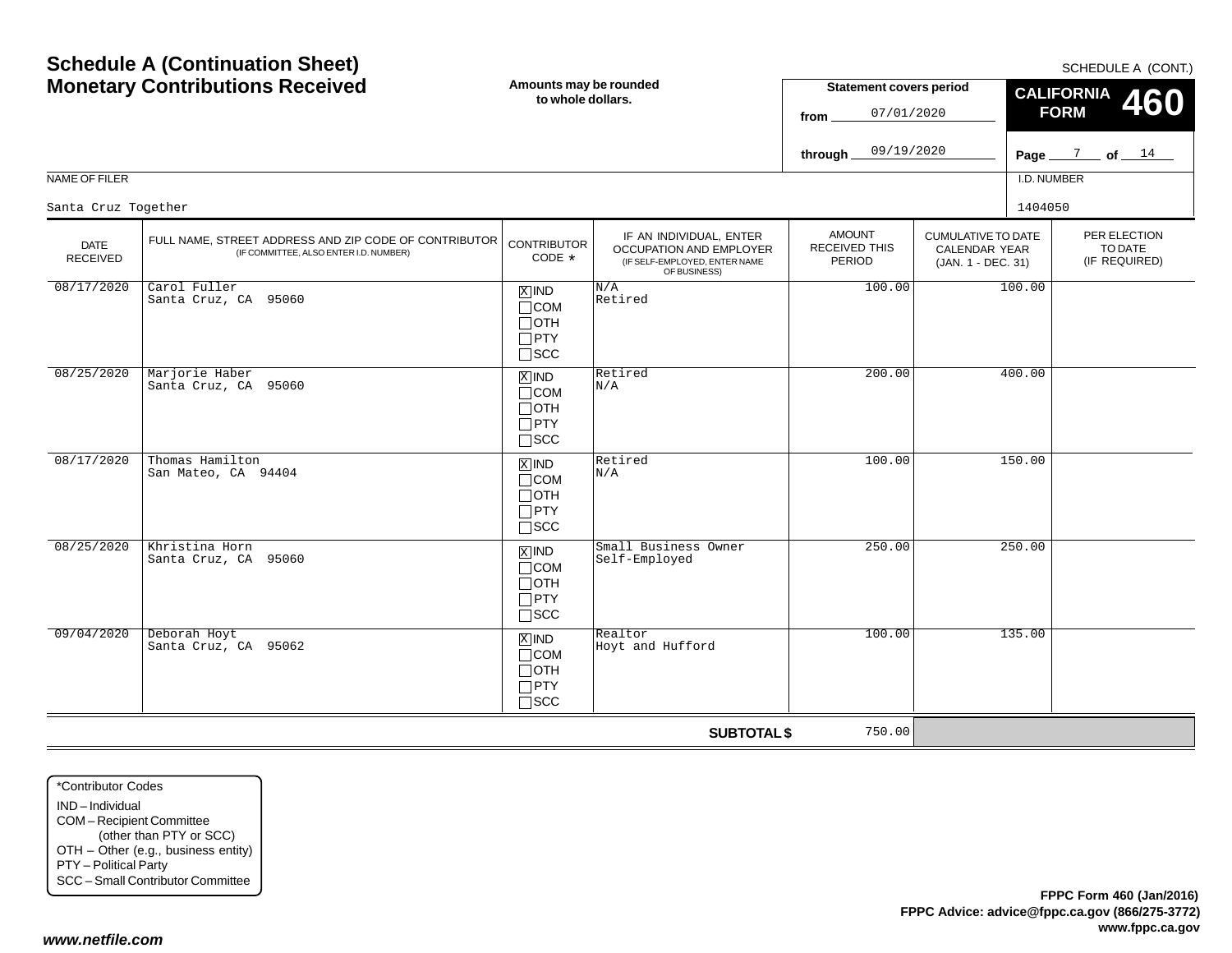# Schedule A (Continuation Sheet)
# Monetary Contributions Received

SCHEDULE A (CONT.)

**Amounts may be rounded to whole dollars.**

**Statement covers period**
from 07/01/2020
through 09/19/2020

**CALIFORNIA FORM 460**

Page 7 of 14

NAME OF FILER: Santa Cruz Together

I.D. NUMBER: 1404050

| DATE RECEIVED | FULL NAME, STREET ADDRESS AND ZIP CODE OF CONTRIBUTOR (IF COMMITTEE, ALSO ENTER I.D. NUMBER) | CONTRIBUTOR CODE * | IF AN INDIVIDUAL, ENTER OCCUPATION AND EMPLOYER (IF SELF-EMPLOYED, ENTER NAME OF BUSINESS) | AMOUNT RECEIVED THIS PERIOD | CUMULATIVE TO DATE CALENDAR YEAR (JAN. 1 - DEC. 31) | PER ELECTION TO DATE (IF REQUIRED) |
|---|---|---|---|---|---|---|
| 08/17/2020 | Carol Fuller<br>Santa Cruz, CA 95060 | [X] IND<br>[ ] COM<br>[ ] OTH<br>[ ] PTY<br>[ ] SCC | N/A<br>Retired | 100.00 | 100.00 | |
| 08/25/2020 | Marjorie Haber<br>Santa Cruz, CA 95060 | [X] IND<br>[ ] COM<br>[ ] OTH<br>[ ] PTY<br>[ ] SCC | Retired<br>N/A | 200.00 | 400.00 | |
| 08/17/2020 | Thomas Hamilton<br>San Mateo, CA 94404 | [X] IND<br>[ ] COM<br>[ ] OTH<br>[ ] PTY<br>[ ] SCC | Retired<br>N/A | 100.00 | 150.00 | |
| 08/25/2020 | Khristina Horn<br>Santa Cruz, CA 95060 | [X] IND<br>[ ] COM<br>[ ] OTH<br>[ ] PTY<br>[ ] SCC | Small Business Owner<br>Self-Employed | 250.00 | 250.00 | |
| 09/04/2020 | Deborah Hoyt<br>Santa Cruz, CA 95062 | [X] IND<br>[ ] COM<br>[ ] OTH<br>[ ] PTY<br>[ ] SCC | Realtor<br>Hoyt and Hufford | 100.00 | 135.00 | |
| | | | **SUBTOTAL $** | 750.00 | | |

*Contributor Codes
IND – Individual
COM – Recipient Committee (other than PTY or SCC)
OTH – Other (e.g., business entity)
PTY – Political Party
SCC – Small Contributor Committee

**FPPC Form 460 (Jan/2016)**
**FPPC Advice: advice@fppc.ca.gov (866/275-3772)**
**www.fppc.ca.gov**

***www.netfile.com***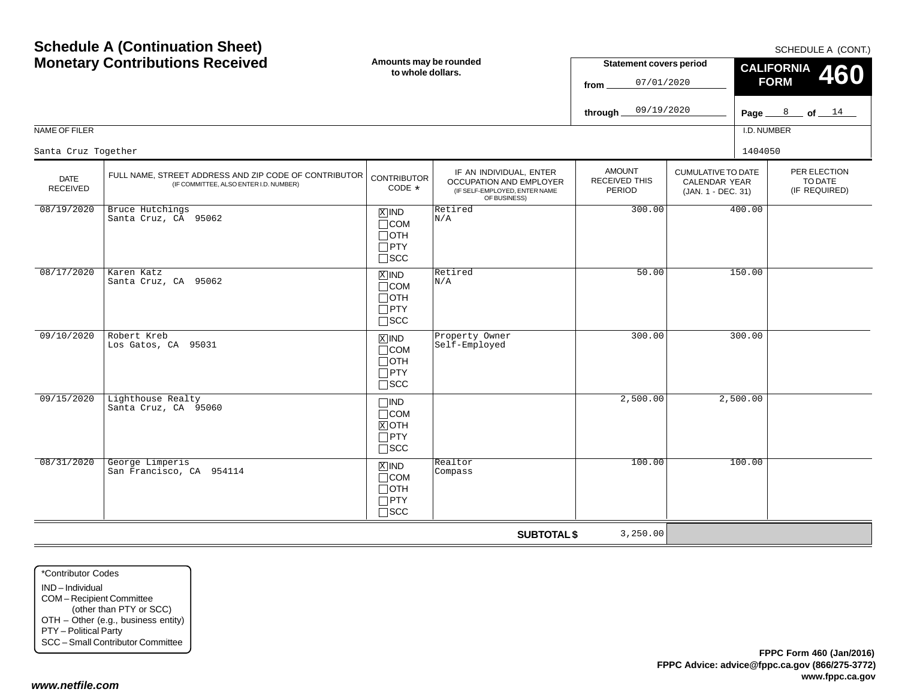# Schedule A (Continuation Sheet)
# Monetary Contributions Received

SCHEDULE A (CONT.)

**Amounts may be rounded to whole dollars.**

**Statement covers period**

from 07/01/2020

through 09/19/2020

**CALIFORNIA FORM 460**

Page 8 of 14

NAME OF FILER: Santa Cruz Together

I.D. NUMBER: 1404050

| DATE RECEIVED | FULL NAME, STREET ADDRESS AND ZIP CODE OF CONTRIBUTOR (IF COMMITTEE, ALSO ENTER I.D. NUMBER) | CONTRIBUTOR CODE * | IF AN INDIVIDUAL, ENTER OCCUPATION AND EMPLOYER (IF SELF-EMPLOYED, ENTER NAME OF BUSINESS) | AMOUNT RECEIVED THIS PERIOD | CUMULATIVE TO DATE CALENDAR YEAR (JAN. 1 - DEC. 31) | PER ELECTION TO DATE (IF REQUIRED) |
|---|---|---|---|---|---|---|
| 08/19/2020 | Bruce Hutchings<br>Santa Cruz, CA 95062 | [X] IND<br>[ ] COM<br>[ ] OTH<br>[ ] PTY<br>[ ] SCC | Retired<br>N/A | 300.00 | 400.00 | |
| 08/17/2020 | Karen Katz<br>Santa Cruz, CA 95062 | [X] IND<br>[ ] COM<br>[ ] OTH<br>[ ] PTY<br>[ ] SCC | Retired<br>N/A | 50.00 | 150.00 | |
| 09/10/2020 | Robert Kreb<br>Los Gatos, CA 95031 | [X] IND<br>[ ] COM<br>[ ] OTH<br>[ ] PTY<br>[ ] SCC | Property Owner<br>Self-Employed | 300.00 | 300.00 | |
| 09/15/2020 | Lighthouse Realty<br>Santa Cruz, CA 95060 | [ ] IND<br>[ ] COM<br>[X] OTH<br>[ ] PTY<br>[ ] SCC | | 2,500.00 | 2,500.00 | |
| 08/31/2020 | George Limperis<br>San Francisco, CA 954114 | [X] IND<br>[ ] COM<br>[ ] OTH<br>[ ] PTY<br>[ ] SCC | Realtor<br>Compass | 100.00 | 100.00 | |
| | | | **SUBTOTAL $** | 3,250.00 | | |

*Contributor Codes
- IND – Individual
- COM – Recipient Committee (other than PTY or SCC)
- OTH – Other (e.g., business entity)
- PTY – Political Party
- SCC – Small Contributor Committee

**FPPC Form 460 (Jan/2016)**
**FPPC Advice: advice@fppc.ca.gov (866/275-3772)**
**www.fppc.ca.gov**

***www.netfile.com***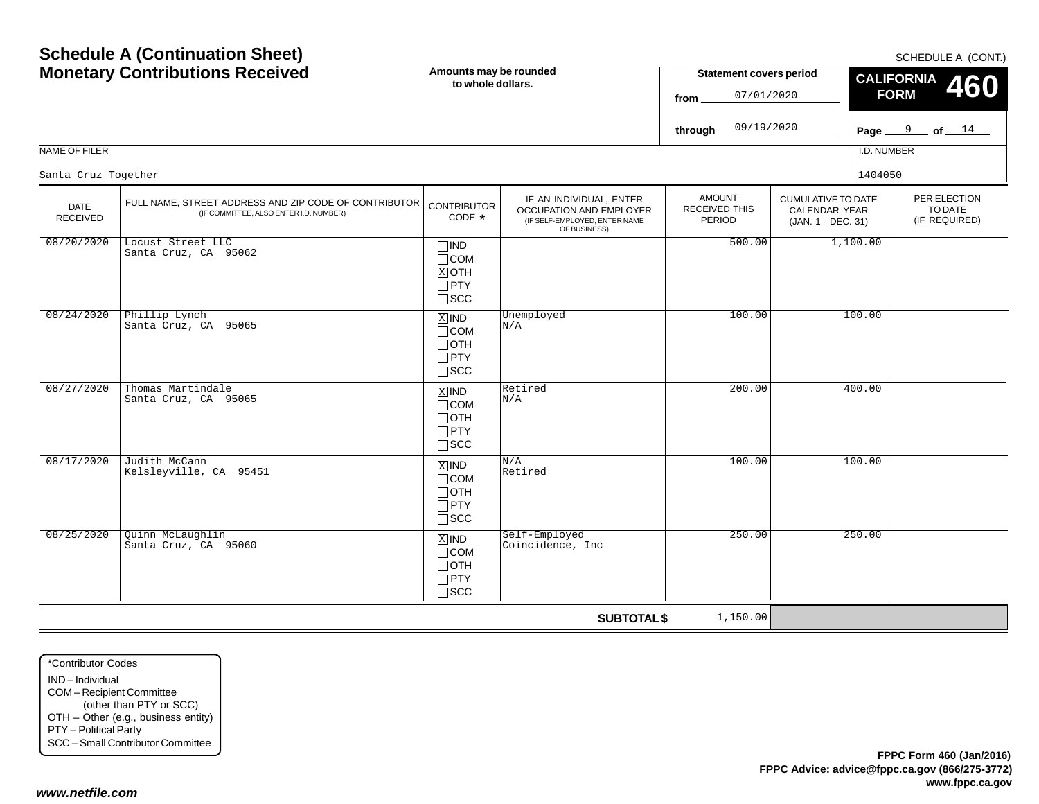# Schedule A (Continuation Sheet)
# Monetary Contributions Received

**Amounts may be rounded to whole dollars.**

SCHEDULE A (CONT.)

**CALIFORNIA FORM 460**

**Statement covers period**

from 07/01/2020

through 09/19/2020

Page 9 of 14

NAME OF FILER: Santa Cruz Together

I.D. NUMBER: 1404050

| DATE RECEIVED | FULL NAME, STREET ADDRESS AND ZIP CODE OF CONTRIBUTOR (IF COMMITTEE, ALSO ENTER I.D. NUMBER) | CONTRIBUTOR CODE * | IF AN INDIVIDUAL, ENTER OCCUPATION AND EMPLOYER (IF SELF-EMPLOYED, ENTER NAME OF BUSINESS) | AMOUNT RECEIVED THIS PERIOD | CUMULATIVE TO DATE CALENDAR YEAR (JAN. 1 - DEC. 31) | PER ELECTION TO DATE (IF REQUIRED) |
|---|---|---|---|---|---|---|
| 08/20/2020 | Locust Street LLC<br>Santa Cruz, CA 95062 | ☐ IND<br>☐ COM<br>☒ OTH<br>☐ PTY<br>☐ SCC | | 500.00 | 1,100.00 | |
| 08/24/2020 | Phillip Lynch<br>Santa Cruz, CA 95065 | ☒ IND<br>☐ COM<br>☐ OTH<br>☐ PTY<br>☐ SCC | Unemployed<br>N/A | 100.00 | 100.00 | |
| 08/27/2020 | Thomas Martindale<br>Santa Cruz, CA 95065 | ☒ IND<br>☐ COM<br>☐ OTH<br>☐ PTY<br>☐ SCC | Retired<br>N/A | 200.00 | 400.00 | |
| 08/17/2020 | Judith McCann<br>Kelsleyville, CA 95451 | ☒ IND<br>☐ COM<br>☐ OTH<br>☐ PTY<br>☐ SCC | N/A<br>Retired | 100.00 | 100.00 | |
| 08/25/2020 | Quinn McLaughlin<br>Santa Cruz, CA 95060 | ☒ IND<br>☐ COM<br>☐ OTH<br>☐ PTY<br>☐ SCC | Self-Employed<br>Coincidence, Inc | 250.00 | 250.00 | |
| | | | **SUBTOTAL $** | 1,150.00 | | |

*Contributor Codes

- IND – Individual
- COM – Recipient Committee (other than PTY or SCC)
- OTH – Other (e.g., business entity)
- PTY – Political Party
- SCC – Small Contributor Committee

**FPPC Form 460 (Jan/2016)**
**FPPC Advice: advice@fppc.ca.gov (866/275-3772)**
**www.fppc.ca.gov**

***www.netfile.com***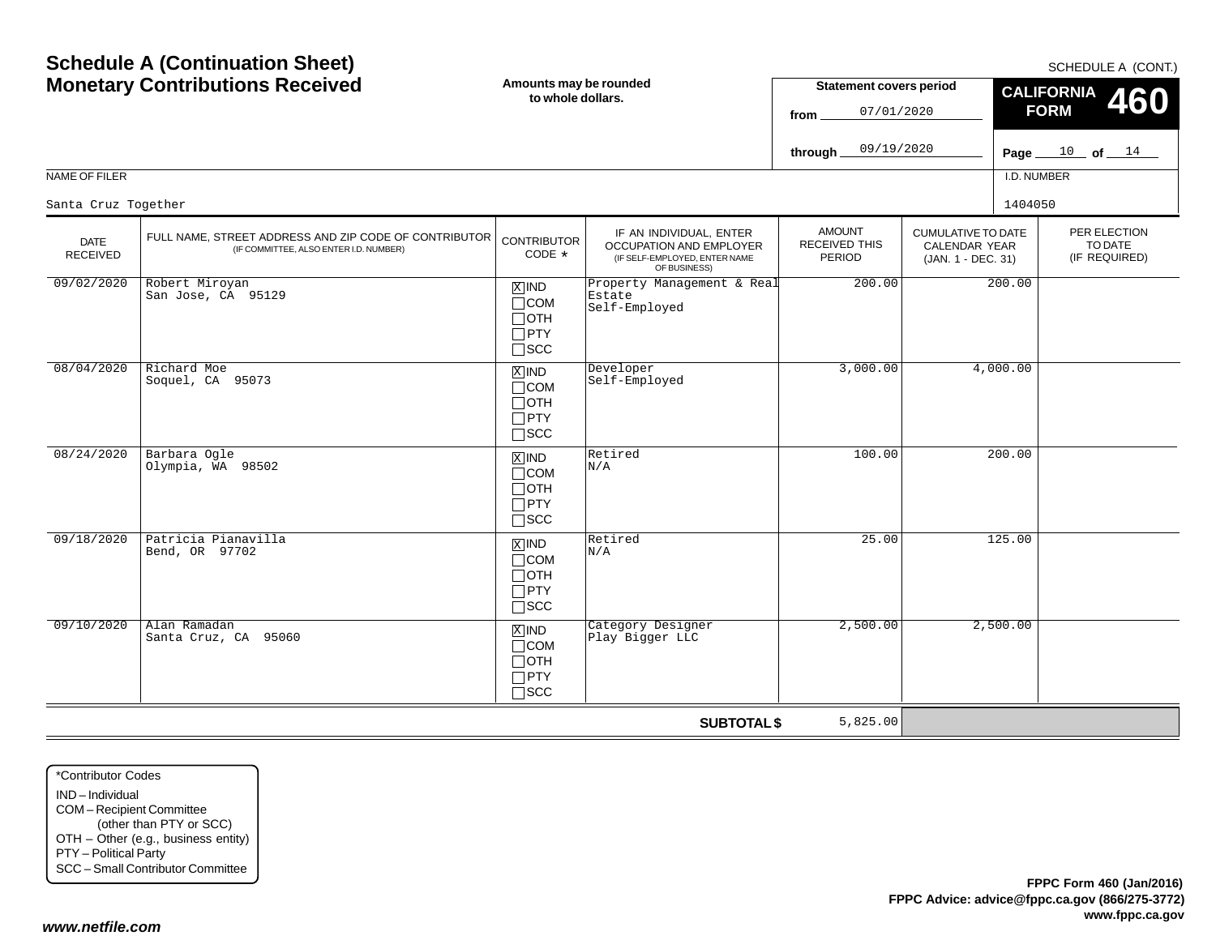# Schedule A (Continuation Sheet)
# Monetary Contributions Received

**Amounts may be rounded to whole dollars.**

SCHEDULE A (CONT.)

**Statement covers period**
from 07/01/2020
through 09/19/2020

**CALIFORNIA FORM 460**

NAME OF FILER: Santa Cruz Together

I.D. NUMBER: 1404050

| DATE RECEIVED | FULL NAME, STREET ADDRESS AND ZIP CODE OF CONTRIBUTOR (IF COMMITTEE, ALSO ENTER I.D. NUMBER) | CONTRIBUTOR CODE * | IF AN INDIVIDUAL, ENTER OCCUPATION AND EMPLOYER (IF SELF-EMPLOYED, ENTER NAME OF BUSINESS) | AMOUNT RECEIVED THIS PERIOD | CUMULATIVE TO DATE CALENDAR YEAR (JAN. 1 - DEC. 31) | PER ELECTION TO DATE (IF REQUIRED) |
|---|---|---|---|---|---|---|
| 09/02/2020 | Robert Miroyan<br>San Jose, CA 95129 | [X] IND [ ] COM [ ] OTH [ ] PTY [ ] SCC | Property Management & Real Estate<br>Self-Employed | 200.00 | 200.00 | |
| 08/04/2020 | Richard Moe<br>Soquel, CA 95073 | [X] IND [ ] COM [ ] OTH [ ] PTY [ ] SCC | Developer<br>Self-Employed | 3,000.00 | 4,000.00 | |
| 08/24/2020 | Barbara Ogle<br>Olympia, WA 98502 | [X] IND [ ] COM [ ] OTH [ ] PTY [ ] SCC | Retired<br>N/A | 100.00 | 200.00 | |
| 09/18/2020 | Patricia Pianavilla<br>Bend, OR 97702 | [X] IND [ ] COM [ ] OTH [ ] PTY [ ] SCC | Retired<br>N/A | 25.00 | 125.00 | |
| 09/10/2020 | Alan Ramadan<br>Santa Cruz, CA 95060 | [X] IND [ ] COM [ ] OTH [ ] PTY [ ] SCC | Category Designer<br>Play Bigger LLC | 2,500.00 | 2,500.00 | |
| | | | **SUBTOTAL $** | 5,825.00 | | |

*Contributor Codes
- IND – Individual
- COM – Recipient Committee (other than PTY or SCC)
- OTH – Other (e.g., business entity)
- PTY – Political Party
- SCC – Small Contributor Committee

**FPPC Form 460 (Jan/2016)**
**FPPC Advice: advice@fppc.ca.gov (866/275-3772)**
**www.fppc.ca.gov**

*www.netfile.com*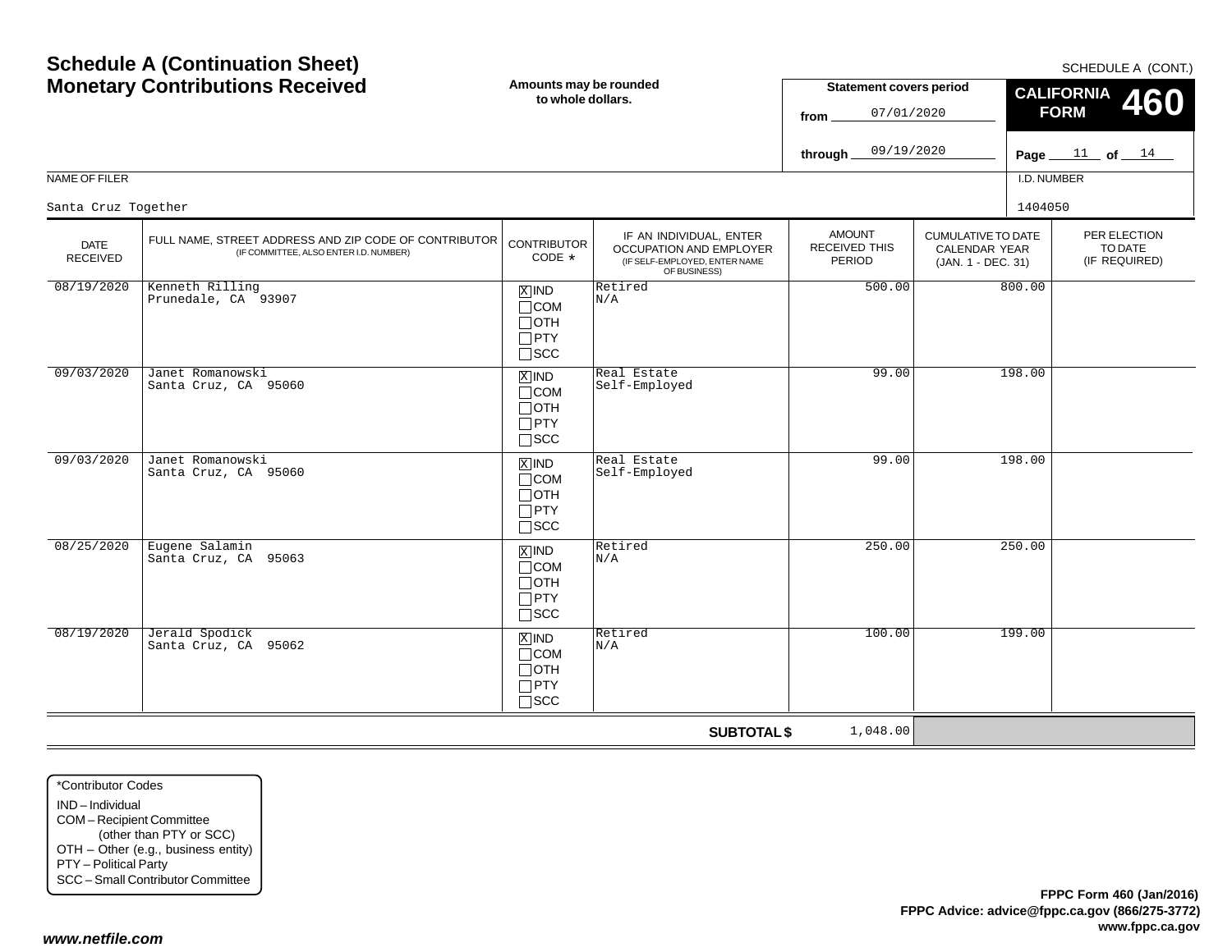# Schedule A (Continuation Sheet)
# Monetary Contributions Received

SCHEDULE A (CONT.)

**Amounts may be rounded to whole dollars.**

**Statement covers period**
from 07/01/2020
through 09/19/2020

**CALIFORNIA FORM 460**

Page 11 of 14

NAME OF FILER: Santa Cruz Together

I.D. NUMBER: 1404050

| DATE RECEIVED | FULL NAME, STREET ADDRESS AND ZIP CODE OF CONTRIBUTOR (IF COMMITTEE, ALSO ENTER I.D. NUMBER) | CONTRIBUTOR CODE * | IF AN INDIVIDUAL, ENTER OCCUPATION AND EMPLOYER (IF SELF-EMPLOYED, ENTER NAME OF BUSINESS) | AMOUNT RECEIVED THIS PERIOD | CUMULATIVE TO DATE CALENDAR YEAR (JAN. 1 - DEC. 31) | PER ELECTION TO DATE (IF REQUIRED) |
|---|---|---|---|---|---|---|
| 08/19/2020 | Kenneth Rilling<br>Prunedale, CA 93907 | [X] IND [ ] COM [ ] OTH [ ] PTY [ ] SCC | Retired<br>N/A | 500.00 | 800.00 | |
| 09/03/2020 | Janet Romanowski<br>Santa Cruz, CA 95060 | [X] IND [ ] COM [ ] OTH [ ] PTY [ ] SCC | Real Estate<br>Self-Employed | 99.00 | 198.00 | |
| 09/03/2020 | Janet Romanowski<br>Santa Cruz, CA 95060 | [X] IND [ ] COM [ ] OTH [ ] PTY [ ] SCC | Real Estate<br>Self-Employed | 99.00 | 198.00 | |
| 08/25/2020 | Eugene Salamin<br>Santa Cruz, CA 95063 | [X] IND [ ] COM [ ] OTH [ ] PTY [ ] SCC | Retired<br>N/A | 250.00 | 250.00 | |
| 08/19/2020 | Jerald Spodick<br>Santa Cruz, CA 95062 | [X] IND [ ] COM [ ] OTH [ ] PTY [ ] SCC | Retired<br>N/A | 100.00 | 199.00 | |
| | | | **SUBTOTAL $** | 1,048.00 | | |

*Contributor Codes
IND – Individual
COM – Recipient Committee (other than PTY or SCC)
OTH – Other (e.g., business entity)
PTY – Political Party
SCC – Small Contributor Committee

**FPPC Form 460 (Jan/2016)**
**FPPC Advice: advice@fppc.ca.gov (866/275-3772)**
**www.fppc.ca.gov**

***www.netfile.com***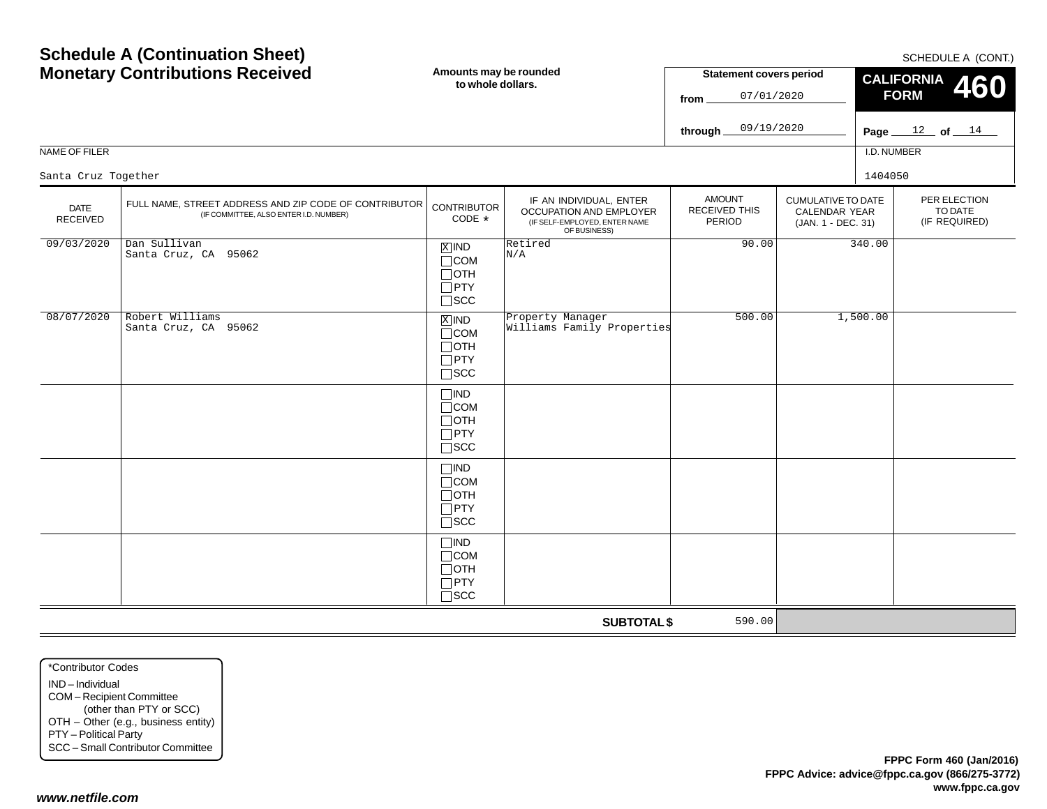# Schedule A (Continuation Sheet)
## Monetary Contributions Received

SCHEDULE A (CONT.)

**Amounts may be rounded to whole dollars.**

**Statement covers period**
from 07/01/2020
through 09/19/2020

**CALIFORNIA FORM 460**

Page 12 of 14

NAME OF FILER: Santa Cruz Together

I.D. NUMBER: 1404050

| DATE RECEIVED | FULL NAME, STREET ADDRESS AND ZIP CODE OF CONTRIBUTOR (IF COMMITTEE, ALSO ENTER I.D. NUMBER) | CONTRIBUTOR CODE * | IF AN INDIVIDUAL, ENTER OCCUPATION AND EMPLOYER (IF SELF-EMPLOYED, ENTER NAME OF BUSINESS) | AMOUNT RECEIVED THIS PERIOD | CUMULATIVE TO DATE CALENDAR YEAR (JAN. 1 - DEC. 31) | PER ELECTION TO DATE (IF REQUIRED) |
|---|---|---|---|---|---|---|
| 09/03/2020 | Dan Sullivan<br>Santa Cruz, CA 95062 | [X] IND [ ] COM [ ] OTH [ ] PTY [ ] SCC | Retired<br>N/A | 90.00 | 340.00 | |
| 08/07/2020 | Robert Williams<br>Santa Cruz, CA 95062 | [X] IND [ ] COM [ ] OTH [ ] PTY [ ] SCC | Property Manager<br>Williams Family Properties | 500.00 | 1,500.00 | |
| | | [ ] IND [ ] COM [ ] OTH [ ] PTY [ ] SCC | | | | |
| | | [ ] IND [ ] COM [ ] OTH [ ] PTY [ ] SCC | | | | |
| | | [ ] IND [ ] COM [ ] OTH [ ] PTY [ ] SCC | | | | |
| | | | **SUBTOTAL $** | 590.00 | | |

*Contributor Codes
IND – Individual
COM – Recipient Committee (other than PTY or SCC)
OTH – Other (e.g., business entity)
PTY – Political Party
SCC – Small Contributor Committee

**FPPC Form 460 (Jan/2016)**
**FPPC Advice: advice@fppc.ca.gov (866/275-3772)**
**www.fppc.ca.gov**

***www.netfile.com***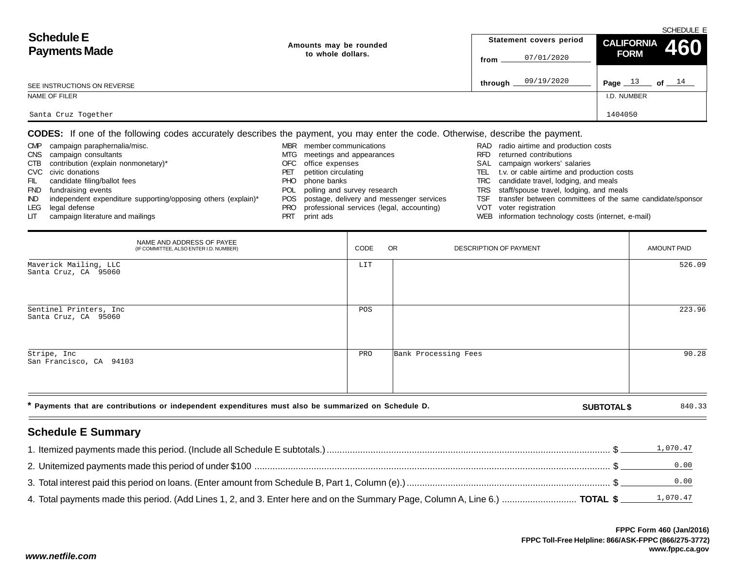SCHEDULE E

# Schedule E Payments Made

**Amounts may be rounded to whole dollars.**

| Statement covers period | |
|---|---|
| from | 07/01/2020 |
| through | 09/19/2020 |

**CALIFORNIA FORM 460**

Page 13 of 14

SEE INSTRUCTIONS ON REVERSE

| NAME OF FILER | I.D. NUMBER |
|---|---|
| Santa Cruz Together | 1404050 |

**CODES:** If one of the following codes accurately describes the payment, you may enter the code. Otherwise, describe the payment.

- CMP campaign paraphernalia/misc.
- CNS campaign consultants
- CTB contribution (explain nonmonetary)*
- CVC civic donations
- FIL candidate filing/ballot fees
- FND fundraising events
- IND independent expenditure supporting/opposing others (explain)*
- LEG legal defense
- LIT campaign literature and mailings
- MBR member communications
- MTG meetings and appearances
- OFC office expenses
- PET petition circulating
- PHO phone banks
- POL polling and survey research
- POS postage, delivery and messenger services
- PRO professional services (legal, accounting)
- PRT print ads
- RAD radio airtime and production costs
- RFD returned contributions
- SAL campaign workers' salaries
- TEL t.v. or cable airtime and production costs
- TRC candidate travel, lodging, and meals
- TRS staff/spouse travel, lodging, and meals
- TSF transfer between committees of the same candidate/sponsor
- VOT voter registration
- WEB information technology costs (internet, e-mail)

| NAME AND ADDRESS OF PAYEE (IF COMMITTEE, ALSO ENTER I.D. NUMBER) | CODE | OR DESCRIPTION OF PAYMENT | AMOUNT PAID |
|---|---|---|---|
| Maverick Mailing, LLC<br>Santa Cruz, CA 95060 | LIT | | 526.09 |
| Sentinel Printers, Inc<br>Santa Cruz, CA 95060 | POS | | 223.96 |
| Stripe, Inc<br>San Francisco, CA 94103 | PRO | Bank Processing Fees | 90.28 |

**\* Payments that are contributions or independent expenditures must also be summarized on Schedule D.** **SUBTOTAL $** 840.33

## Schedule E Summary

1. Itemized payments made this period. (Include all Schedule E subtotals.) $ 1,070.47
2. Unitemized payments made this period of under $100 $ 0.00
3. Total interest paid this period on loans. (Enter amount from Schedule B, Part 1, Column (e).) $ 0.00
4. Total payments made this period. (Add Lines 1, 2, and 3. Enter here and on the Summary Page, Column A, Line 6.) **TOTAL $** 1,070.47

**FPPC Form 460 (Jan/2016)**
**FPPC Toll-Free Helpline: 866/ASK-FPPC (866/275-3772)**
**www.fppc.ca.gov**

***www.netfile.com***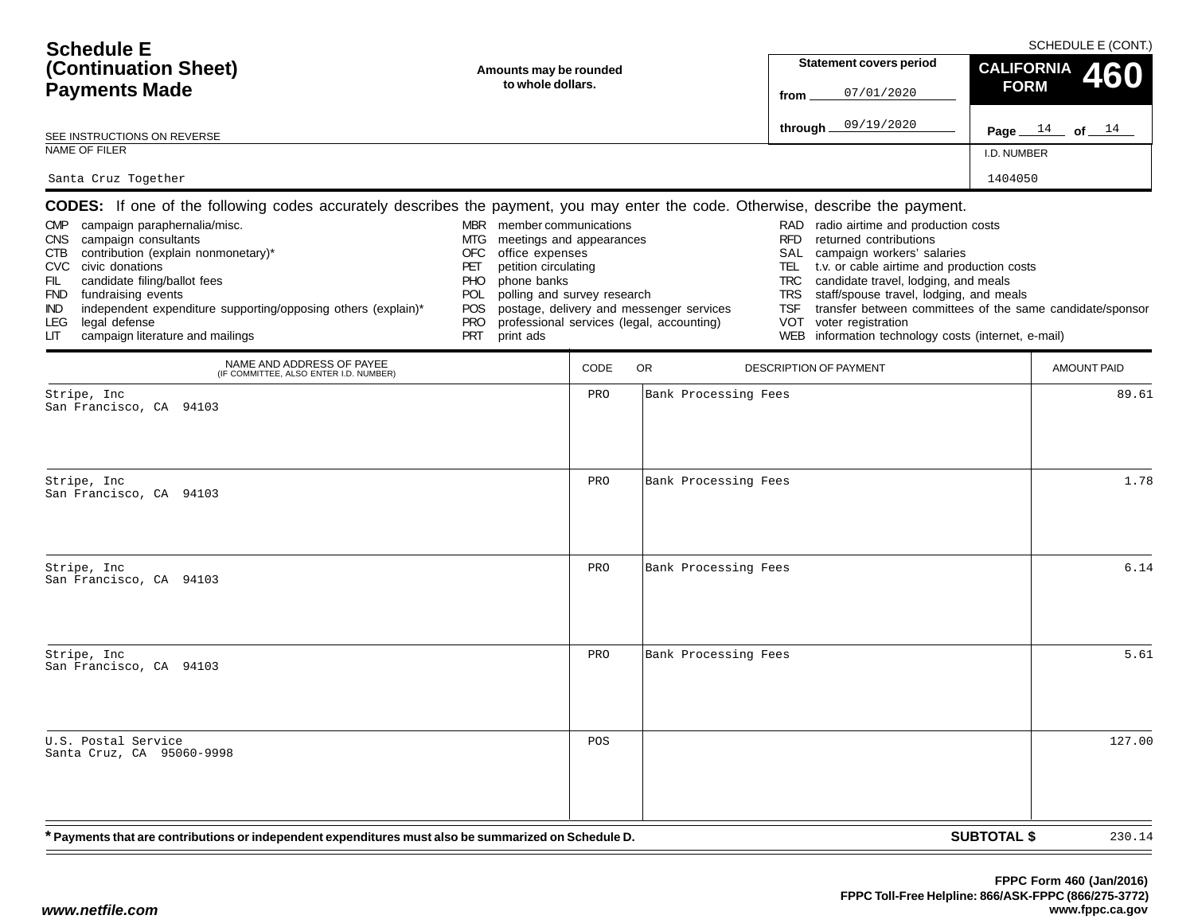# Schedule E (Continuation Sheet) Payments Made

SCHEDULE E (CONT.)

**Amounts may be rounded to whole dollars.**

| Statement covers period | |
|---|---|
| from | 07/01/2020 |
| through | 09/19/2020 |

**CALIFORNIA FORM 460**

Page 14 of 14

SEE INSTRUCTIONS ON REVERSE

NAME OF FILER: Santa Cruz Together

I.D. NUMBER: 1404050

**CODES:** If one of the following codes accurately describes the payment, you may enter the code. Otherwise, describe the payment.

- CMP campaign paraphernalia/misc.
- CNS campaign consultants
- CTB contribution (explain nonmonetary)*
- CVC civic donations
- FIL candidate filing/ballot fees
- FND fundraising events
- IND independent expenditure supporting/opposing others (explain)*
- LEG legal defense
- LIT campaign literature and mailings
- MBR member communications
- MTG meetings and appearances
- OFC office expenses
- PET petition circulating
- PHO phone banks
- POL polling and survey research
- POS postage, delivery and messenger services
- PRO professional services (legal, accounting)
- PRT print ads
- RAD radio airtime and production costs
- RFD returned contributions
- SAL campaign workers' salaries
- TEL t.v. or cable airtime and production costs
- TRC candidate travel, lodging, and meals
- TRS staff/spouse travel, lodging, and meals
- TSF transfer between committees of the same candidate/sponsor
- VOT voter registration
- WEB information technology costs (internet, e-mail)

| NAME AND ADDRESS OF PAYEE (IF COMMITTEE, ALSO ENTER I.D. NUMBER) | CODE | OR DESCRIPTION OF PAYMENT | AMOUNT PAID |
|---|---|---|---|
| Stripe, Inc<br>San Francisco, CA 94103 | PRO | Bank Processing Fees | 89.61 |
| Stripe, Inc<br>San Francisco, CA 94103 | PRO | Bank Processing Fees | 1.78 |
| Stripe, Inc<br>San Francisco, CA 94103 | PRO | Bank Processing Fees | 6.14 |
| Stripe, Inc<br>San Francisco, CA 94103 | PRO | Bank Processing Fees | 5.61 |
| U.S. Postal Service<br>Santa Cruz, CA 95060-9998 | POS | | 127.00 |

**\* Payments that are contributions or independent expenditures must also be summarized on Schedule D.**

**SUBTOTAL $** 230.14

**FPPC Form 460 (Jan/2016)**
**FPPC Toll-Free Helpline: 866/ASK-FPPC (866/275-3772)**
**www.fppc.ca.gov**

*www.netfile.com*